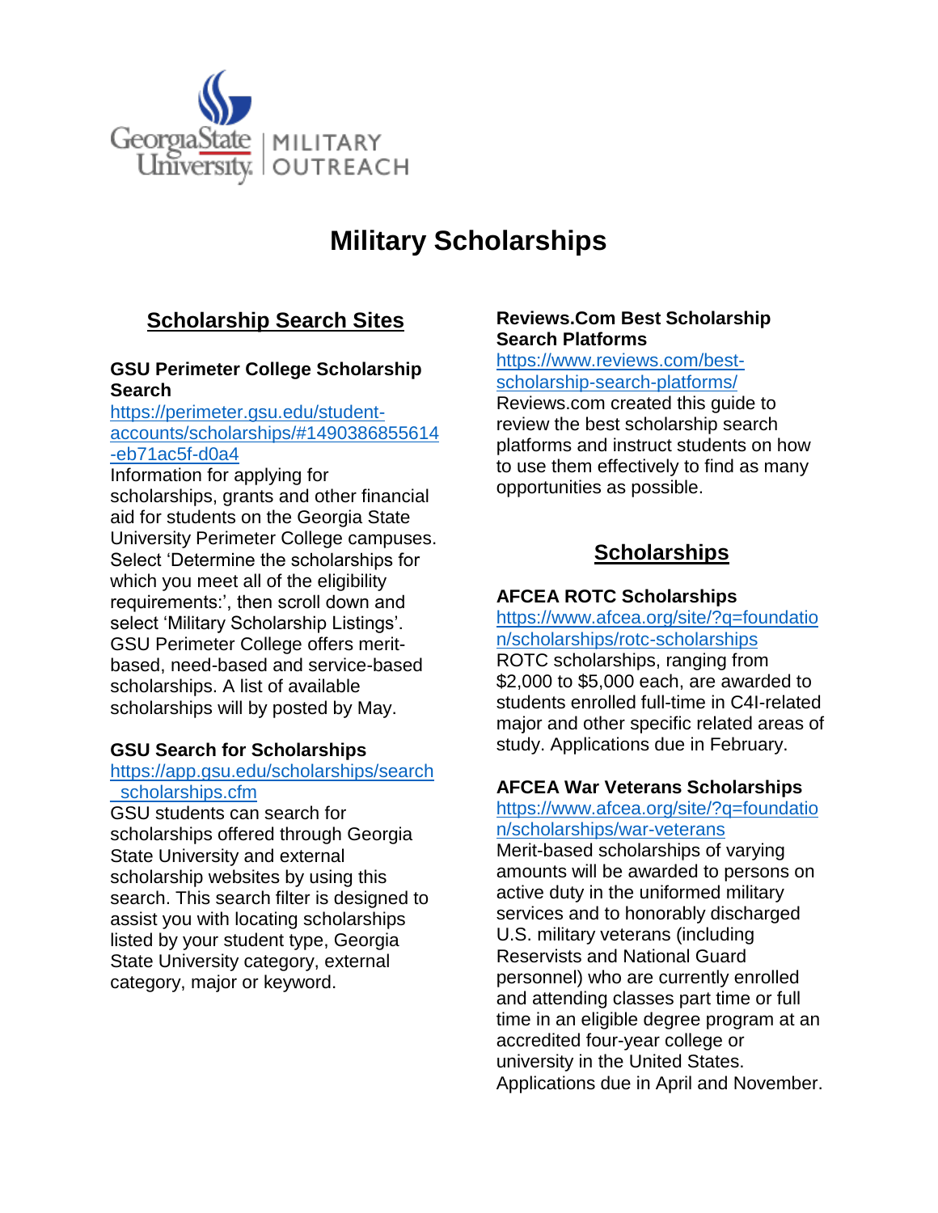Georgia State University | MILITARY OUTREACH

# Military Scholarships

## Scholarship Search Sites

**GSU Perimeter College Scholarship Search**
https://perimeter.gsu.edu/student-accounts/scholarships/#1490386855614-eb71ac5f-d0a4
Information for applying for scholarships, grants and other financial aid for students on the Georgia State University Perimeter College campuses. Select 'Determine the scholarships for which you meet all of the eligibility requirements:', then scroll down and select 'Military Scholarship Listings'. GSU Perimeter College offers merit-based, need-based and service-based scholarships. A list of available scholarships will by posted by May.

**GSU Search for Scholarships**
https://app.gsu.edu/scholarships/search_scholarships.cfm
GSU students can search for scholarships offered through Georgia State University and external scholarship websites by using this search. This search filter is designed to assist you with locating scholarships listed by your student type, Georgia State University category, external category, major or keyword.

**Reviews.Com Best Scholarship Search Platforms**
https://www.reviews.com/best-scholarship-search-platforms/
Reviews.com created this guide to review the best scholarship search platforms and instruct students on how to use them effectively to find as many opportunities as possible.

## Scholarships

**AFCEA ROTC Scholarships**
https://www.afcea.org/site/?q=foundation/scholarships/rotc-scholarships
ROTC scholarships, ranging from $2,000 to $5,000 each, are awarded to students enrolled full-time in C4I-related major and other specific related areas of study. Applications due in February.

**AFCEA War Veterans Scholarships**
https://www.afcea.org/site/?q=foundation/scholarships/war-veterans
Merit-based scholarships of varying amounts will be awarded to persons on active duty in the uniformed military services and to honorably discharged U.S. military veterans (including Reservists and National Guard personnel) who are currently enrolled and attending classes part time or full time in an eligible degree program at an accredited four-year college or university in the United States. Applications due in April and November.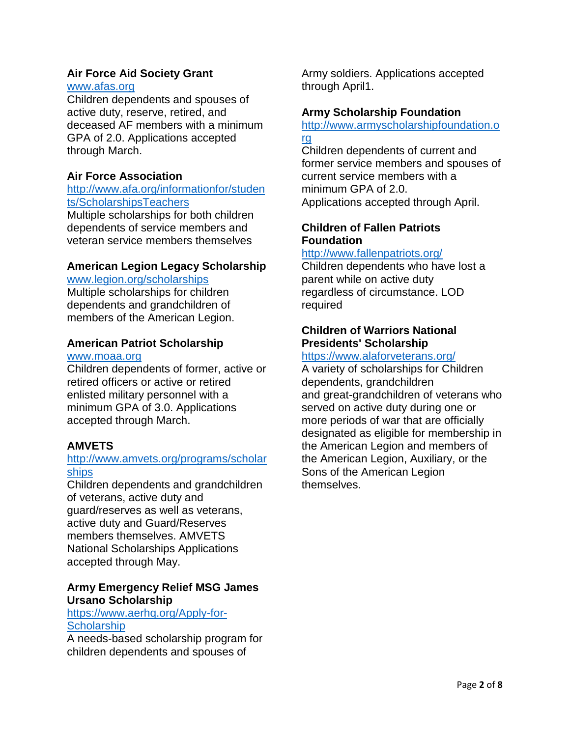**Air Force Aid Society Grant**
www.afas.org
Children dependents and spouses of active duty, reserve, retired, and deceased AF members with a minimum GPA of 2.0. Applications accepted through March.

**Air Force Association**
http://www.afa.org/informationfor/students/ScholarshipsTeachers
Multiple scholarships for both children dependents of service members and veteran service members themselves

**American Legion Legacy Scholarship**
www.legion.org/scholarships
Multiple scholarships for children dependents and grandchildren of members of the American Legion.

**American Patriot Scholarship**
www.moaa.org
Children dependents of former, active or retired officers or active or retired enlisted military personnel with a minimum GPA of 3.0. Applications accepted through March.

**AMVETS**
http://www.amvets.org/programs/scholarships
Children dependents and grandchildren of veterans, active duty and guard/reserves as well as veterans, active duty and Guard/Reserves members themselves. AMVETS National Scholarships Applications accepted through May.

**Army Emergency Relief MSG James Ursano Scholarship**
https://www.aerhq.org/Apply-for-Scholarship
A needs-based scholarship program for children dependents and spouses of Army soldiers. Applications accepted through April1.

**Army Scholarship Foundation**
http://www.armyscholarshipfoundation.org
Children dependents of current and former service members and spouses of current service members with a minimum GPA of 2.0.
Applications accepted through April.

**Children of Fallen Patriots Foundation**
http://www.fallenpatriots.org/
Children dependents who have lost a parent while on active duty regardless of circumstance. LOD required

**Children of Warriors National Presidents' Scholarship**
https://www.alaforveterans.org/
A variety of scholarships for Children dependents, grandchildren and great-grandchildren of veterans who served on active duty during one or more periods of war that are officially designated as eligible for membership in the American Legion and members of the American Legion, Auxiliary, or the Sons of the American Legion themselves.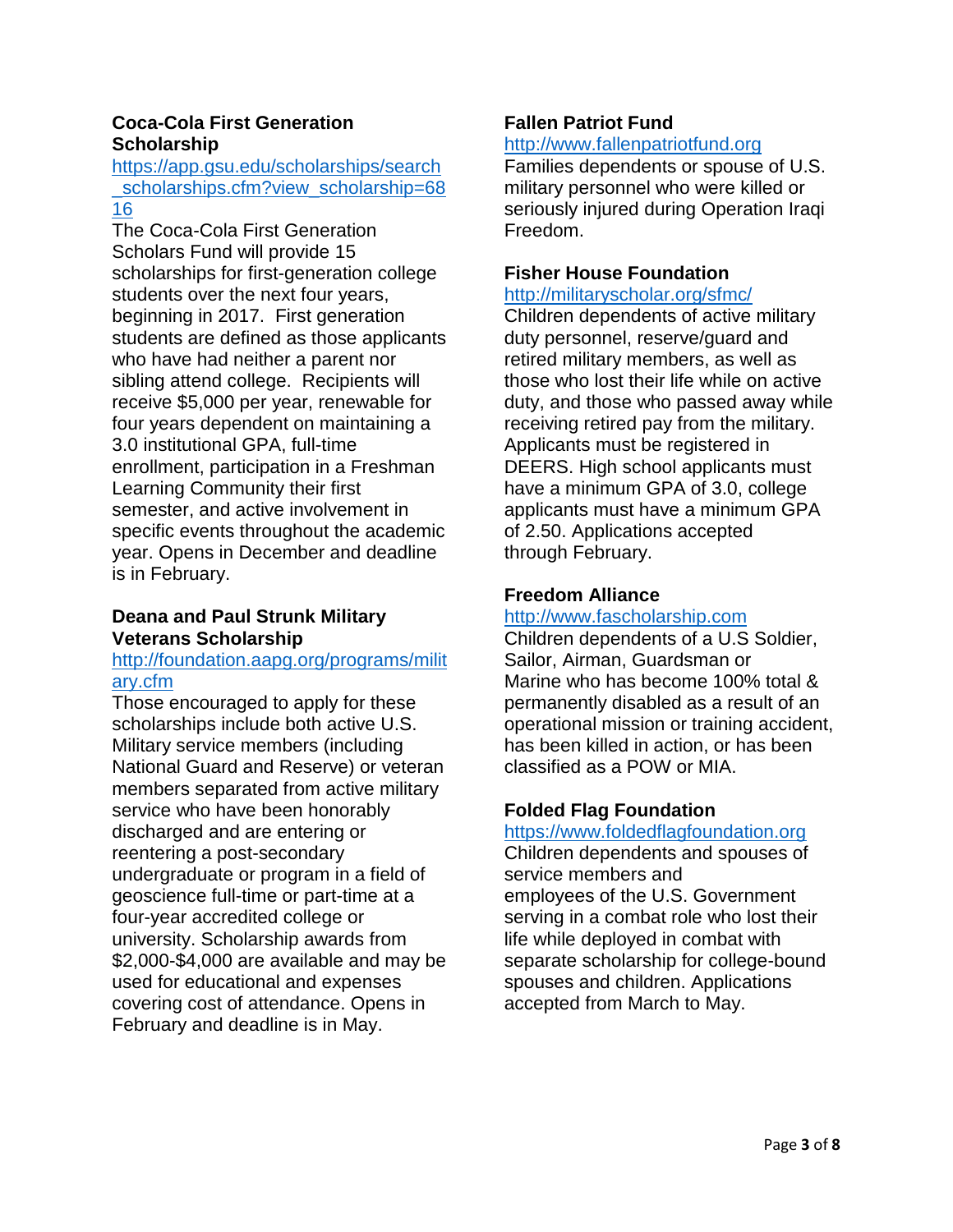**Coca-Cola First Generation Scholarship**

https://app.gsu.edu/scholarships/search_scholarships.cfm?view_scholarship=6816

The Coca-Cola First Generation Scholars Fund will provide 15 scholarships for first-generation college students over the next four years, beginning in 2017. First generation students are defined as those applicants who have had neither a parent nor sibling attend college. Recipients will receive $5,000 per year, renewable for four years dependent on maintaining a 3.0 institutional GPA, full-time enrollment, participation in a Freshman Learning Community their first semester, and active involvement in specific events throughout the academic year. Opens in December and deadline is in February.

**Deana and Paul Strunk Military Veterans Scholarship**

http://foundation.aapg.org/programs/military.cfm

Those encouraged to apply for these scholarships include both active U.S. Military service members (including National Guard and Reserve) or veteran members separated from active military service who have been honorably discharged and are entering or reentering a post-secondary undergraduate or program in a field of geoscience full-time or part-time at a four-year accredited college or university. Scholarship awards from $2,000-$4,000 are available and may be used for educational and expenses covering cost of attendance. Opens in February and deadline is in May.

**Fallen Patriot Fund**

http://www.fallenpatriotfund.org

Families dependents or spouse of U.S. military personnel who were killed or seriously injured during Operation Iraqi Freedom.

**Fisher House Foundation**

http://militaryscholar.org/sfmc/

Children dependents of active military duty personnel, reserve/guard and retired military members, as well as those who lost their life while on active duty, and those who passed away while receiving retired pay from the military. Applicants must be registered in DEERS. High school applicants must have a minimum GPA of 3.0, college applicants must have a minimum GPA of 2.50. Applications accepted through February.

**Freedom Alliance**

http://www.fascholarship.com

Children dependents of a U.S Soldier, Sailor, Airman, Guardsman or Marine who has become 100% total & permanently disabled as a result of an operational mission or training accident, has been killed in action, or has been classified as a POW or MIA.

**Folded Flag Foundation**

https://www.foldedflagfoundation.org

Children dependents and spouses of service members and employees of the U.S. Government serving in a combat role who lost their life while deployed in combat with separate scholarship for college-bound spouses and children. Applications accepted from March to May.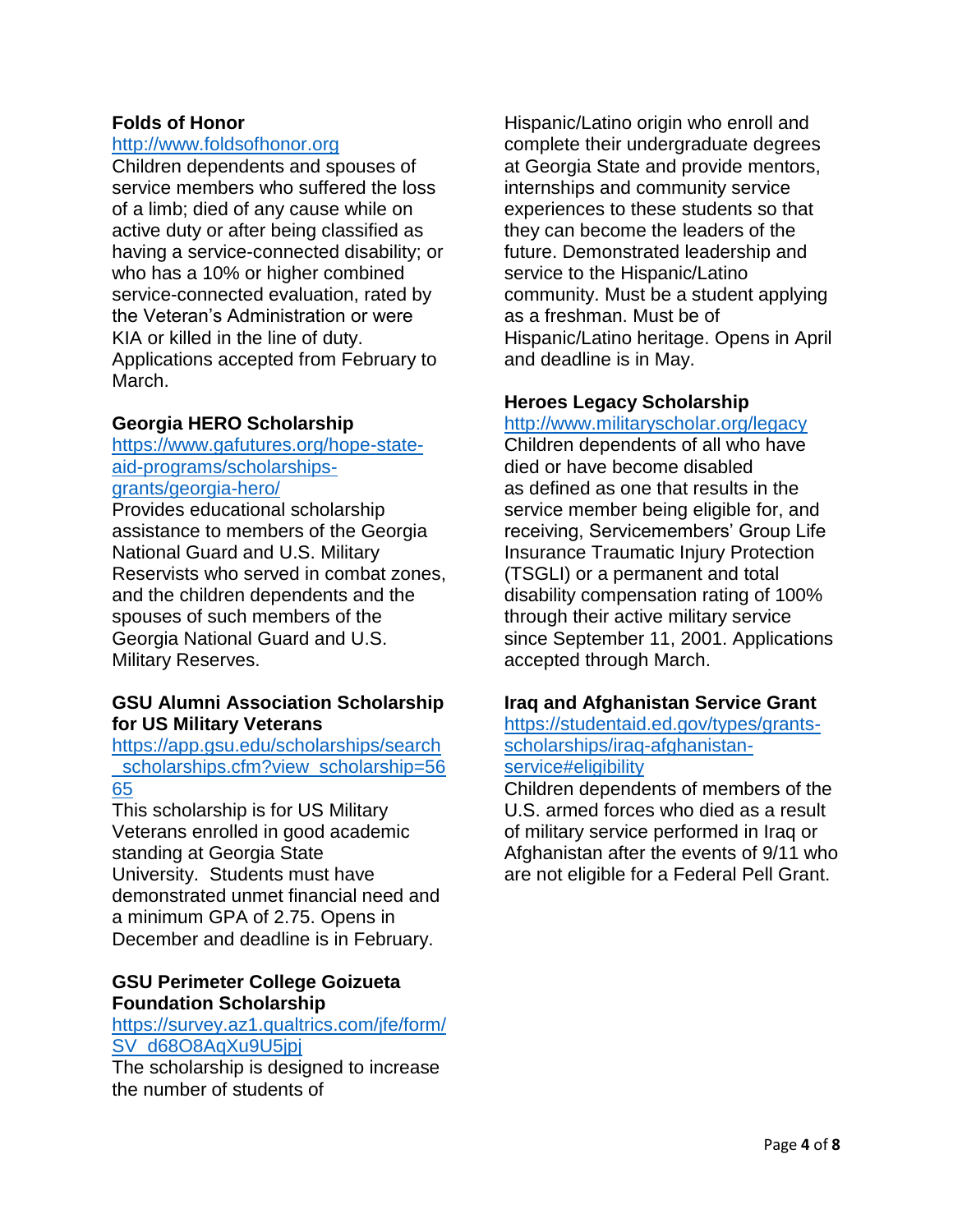**Folds of Honor**

http://www.foldsofhonor.org

Children dependents and spouses of service members who suffered the loss of a limb; died of any cause while on active duty or after being classified as having a service-connected disability; or who has a 10% or higher combined service-connected evaluation, rated by the Veteran's Administration or were KIA or killed in the line of duty. Applications accepted from February to March.

**Georgia HERO Scholarship**

https://www.gafutures.org/hope-state-aid-programs/scholarships-grants/georgia-hero/

Provides educational scholarship assistance to members of the Georgia National Guard and U.S. Military Reservists who served in combat zones, and the children dependents and the spouses of such members of the Georgia National Guard and U.S. Military Reserves.

**GSU Alumni Association Scholarship for US Military Veterans**

https://app.gsu.edu/scholarships/search_scholarships.cfm?view_scholarship=5665

This scholarship is for US Military Veterans enrolled in good academic standing at Georgia State University. Students must have demonstrated unmet financial need and a minimum GPA of 2.75. Opens in December and deadline is in February.

**GSU Perimeter College Goizueta Foundation Scholarship**

https://survey.az1.qualtrics.com/jfe/form/SV_d68O8AqXu9U5jpj

The scholarship is designed to increase the number of students of Hispanic/Latino origin who enroll and complete their undergraduate degrees at Georgia State and provide mentors, internships and community service experiences to these students so that they can become the leaders of the future. Demonstrated leadership and service to the Hispanic/Latino community. Must be a student applying as a freshman. Must be of Hispanic/Latino heritage. Opens in April and deadline is in May.

**Heroes Legacy Scholarship**

http://www.militaryscholar.org/legacy

Children dependents of all who have died or have become disabled as defined as one that results in the service member being eligible for, and receiving, Servicemembers' Group Life Insurance Traumatic Injury Protection (TSGLI) or a permanent and total disability compensation rating of 100% through their active military service since September 11, 2001. Applications accepted through March.

**Iraq and Afghanistan Service Grant**

https://studentaid.ed.gov/types/grants-scholarships/iraq-afghanistan-service#eligibility

Children dependents of members of the U.S. armed forces who died as a result of military service performed in Iraq or Afghanistan after the events of 9/11 who are not eligible for a Federal Pell Grant.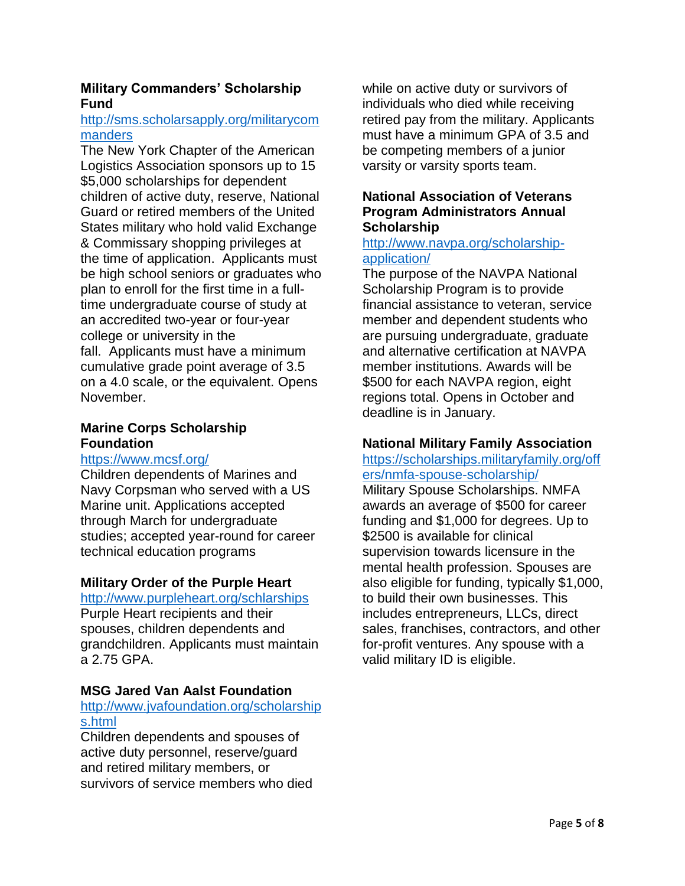**Military Commanders' Scholarship Fund**

http://sms.scholarsapply.org/militarycommanders

The New York Chapter of the American Logistics Association sponsors up to 15 $5,000 scholarships for dependent children of active duty, reserve, National Guard or retired members of the United States military who hold valid Exchange & Commissary shopping privileges at the time of application. Applicants must be high school seniors or graduates who plan to enroll for the first time in a full-time undergraduate course of study at an accredited two-year or four-year college or university in the fall. Applicants must have a minimum cumulative grade point average of 3.5 on a 4.0 scale, or the equivalent. Opens November.

**Marine Corps Scholarship Foundation**

https://www.mcsf.org/

Children dependents of Marines and Navy Corpsman who served with a US Marine unit. Applications accepted through March for undergraduate studies; accepted year-round for career technical education programs

**Military Order of the Purple Heart**

http://www.purpleheart.org/schlarships

Purple Heart recipients and their spouses, children dependents and grandchildren. Applicants must maintain a 2.75 GPA.

**MSG Jared Van Aalst Foundation**

http://www.jvafoundation.org/scholarships.html

Children dependents and spouses of active duty personnel, reserve/guard and retired military members, or survivors of service members who died while on active duty or survivors of individuals who died while receiving retired pay from the military. Applicants must have a minimum GPA of 3.5 and be competing members of a junior varsity or varsity sports team.

**National Association of Veterans Program Administrators Annual Scholarship**

http://www.navpa.org/scholarship-application/

The purpose of the NAVPA National Scholarship Program is to provide financial assistance to veteran, service member and dependent students who are pursuing undergraduate, graduate and alternative certification at NAVPA member institutions. Awards will be $500 for each NAVPA region, eight regions total. Opens in October and deadline is in January.

**National Military Family Association**

https://scholarships.militaryfamily.org/offers/nmfa-spouse-scholarship/

Military Spouse Scholarships. NMFA awards an average of $500 for career funding and $1,000 for degrees. Up to $2500 is available for clinical supervision towards licensure in the mental health profession. Spouses are also eligible for funding, typically $1,000, to build their own businesses. This includes entrepreneurs, LLCs, direct sales, franchises, contractors, and other for-profit ventures. Any spouse with a valid military ID is eligible.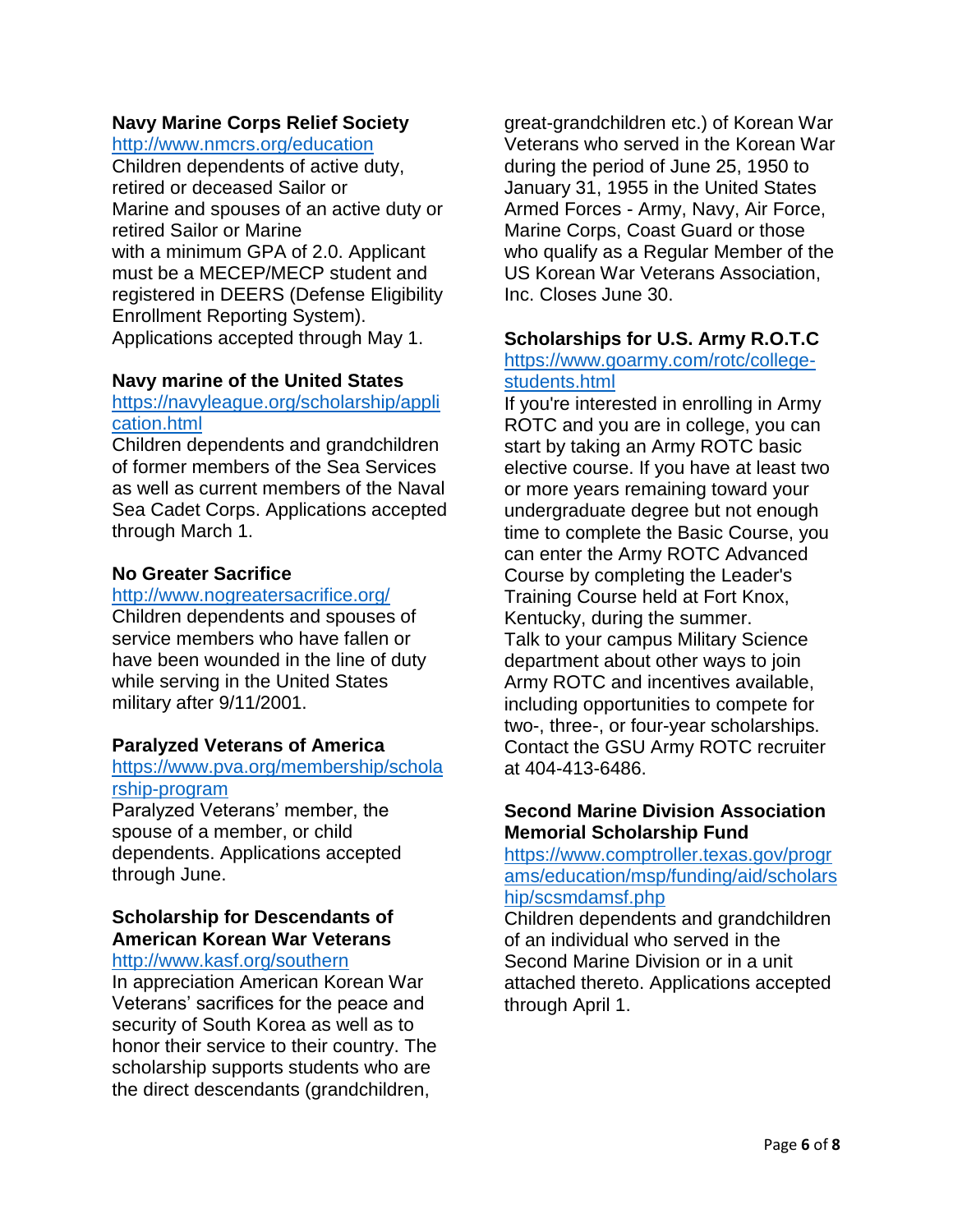**Navy Marine Corps Relief Society**
http://www.nmcrs.org/education
Children dependents of active duty, retired or deceased Sailor or Marine and spouses of an active duty or retired Sailor or Marine with a minimum GPA of 2.0. Applicant must be a MECEP/MECP student and registered in DEERS (Defense Eligibility Enrollment Reporting System). Applications accepted through May 1.

**Navy marine of the United States**
https://navyleague.org/scholarship/application.html
Children dependents and grandchildren of former members of the Sea Services as well as current members of the Naval Sea Cadet Corps. Applications accepted through March 1.

**No Greater Sacrifice**
http://www.nogreatersacrifice.org/
Children dependents and spouses of service members who have fallen or have been wounded in the line of duty while serving in the United States military after 9/11/2001.

**Paralyzed Veterans of America**
https://www.pva.org/membership/scholarship-program
Paralyzed Veterans' member, the spouse of a member, or child dependents. Applications accepted through June.

**Scholarship for Descendants of American Korean War Veterans**
http://www.kasf.org/southern
In appreciation American Korean War Veterans' sacrifices for the peace and security of South Korea as well as to honor their service to their country. The scholarship supports students who are the direct descendants (grandchildren, great-grandchildren etc.) of Korean War Veterans who served in the Korean War during the period of June 25, 1950 to January 31, 1955 in the United States Armed Forces - Army, Navy, Air Force, Marine Corps, Coast Guard or those who qualify as a Regular Member of the US Korean War Veterans Association, Inc. Closes June 30.

**Scholarships for U.S. Army R.O.T.C**
https://www.goarmy.com/rotc/college-students.html
If you're interested in enrolling in Army ROTC and you are in college, you can start by taking an Army ROTC basic elective course. If you have at least two or more years remaining toward your undergraduate degree but not enough time to complete the Basic Course, you can enter the Army ROTC Advanced Course by completing the Leader's Training Course held at Fort Knox, Kentucky, during the summer.
Talk to your campus Military Science department about other ways to join Army ROTC and incentives available, including opportunities to compete for two-, three-, or four-year scholarships. Contact the GSU Army ROTC recruiter at 404-413-6486.

**Second Marine Division Association Memorial Scholarship Fund**
https://www.comptroller.texas.gov/programs/education/msp/funding/aid/scholarship/scsmdamsf.php
Children dependents and grandchildren of an individual who served in the Second Marine Division or in a unit attached thereto. Applications accepted through April 1.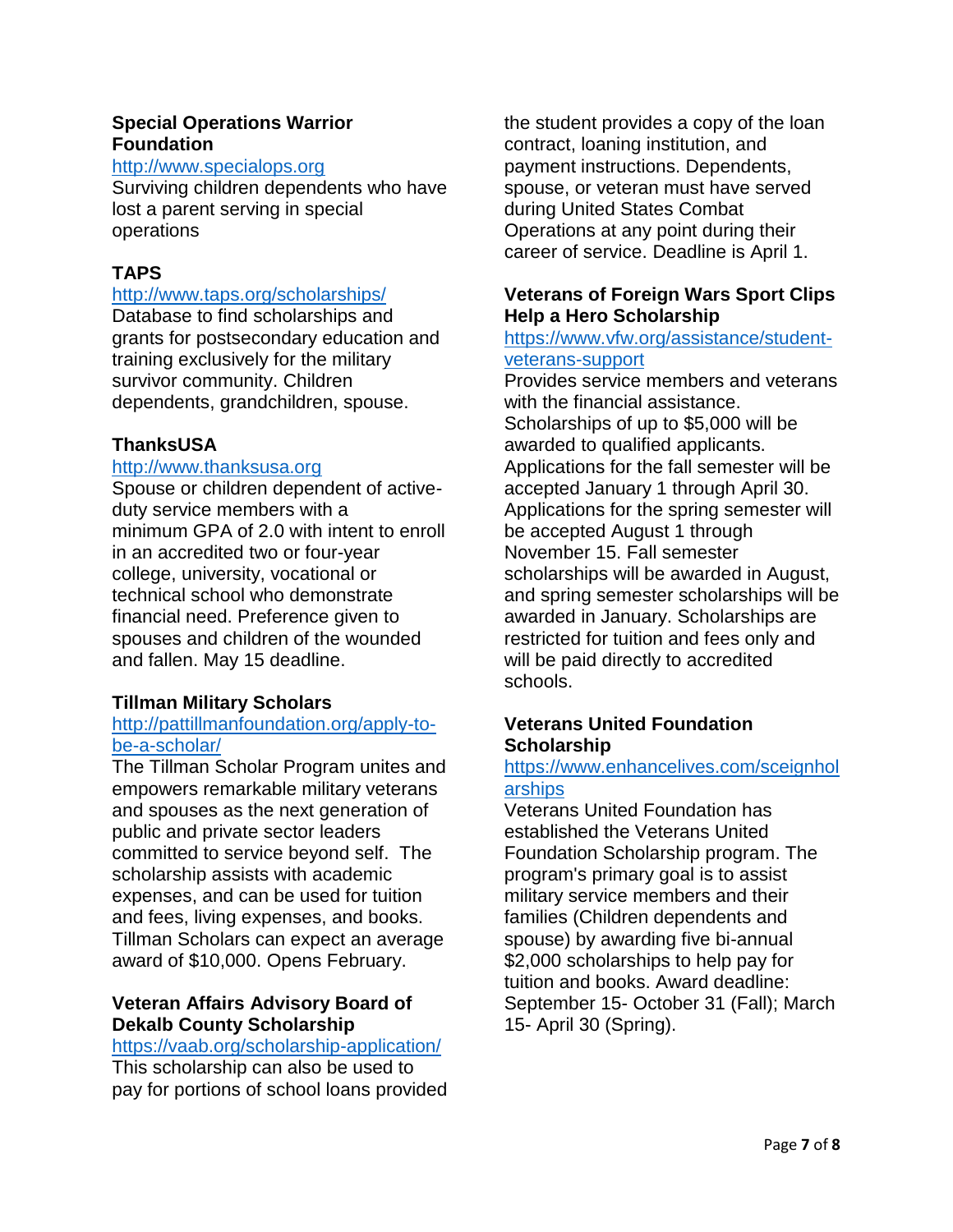**Special Operations Warrior Foundation**

http://www.specialops.org

Surviving children dependents who have lost a parent serving in special operations

**TAPS**

http://www.taps.org/scholarships/

Database to find scholarships and grants for postsecondary education and training exclusively for the military survivor community. Children dependents, grandchildren, spouse.

**ThanksUSA**

http://www.thanksusa.org

Spouse or children dependent of active-duty service members with a minimum GPA of 2.0 with intent to enroll in an accredited two or four-year college, university, vocational or technical school who demonstrate financial need. Preference given to spouses and children of the wounded and fallen. May 15 deadline.

**Tillman Military Scholars**

http://pattillmanfoundation.org/apply-to-be-a-scholar/

The Tillman Scholar Program unites and empowers remarkable military veterans and spouses as the next generation of public and private sector leaders committed to service beyond self. The scholarship assists with academic expenses, and can be used for tuition and fees, living expenses, and books. Tillman Scholars can expect an average award of $10,000. Opens February.

**Veteran Affairs Advisory Board of Dekalb County Scholarship**

https://vaab.org/scholarship-application/

This scholarship can also be used to pay for portions of school loans provided the student provides a copy of the loan contract, loaning institution, and payment instructions. Dependents, spouse, or veteran must have served during United States Combat Operations at any point during their career of service. Deadline is April 1.

**Veterans of Foreign Wars Sport Clips Help a Hero Scholarship**

https://www.vfw.org/assistance/student-veterans-support

Provides service members and veterans with the financial assistance. Scholarships of up to $5,000 will be awarded to qualified applicants. Applications for the fall semester will be accepted January 1 through April 30. Applications for the spring semester will be accepted August 1 through November 15. Fall semester scholarships will be awarded in August, and spring semester scholarships will be awarded in January. Scholarships are restricted for tuition and fees only and will be paid directly to accredited schools.

**Veterans United Foundation Scholarship**

https://www.enhancelives.com/sceignholarships

Veterans United Foundation has established the Veterans United Foundation Scholarship program. The program's primary goal is to assist military service members and their families (Children dependents and spouse) by awarding five bi-annual $2,000 scholarships to help pay for tuition and books. Award deadline: September 15- October 31 (Fall); March 15- April 30 (Spring).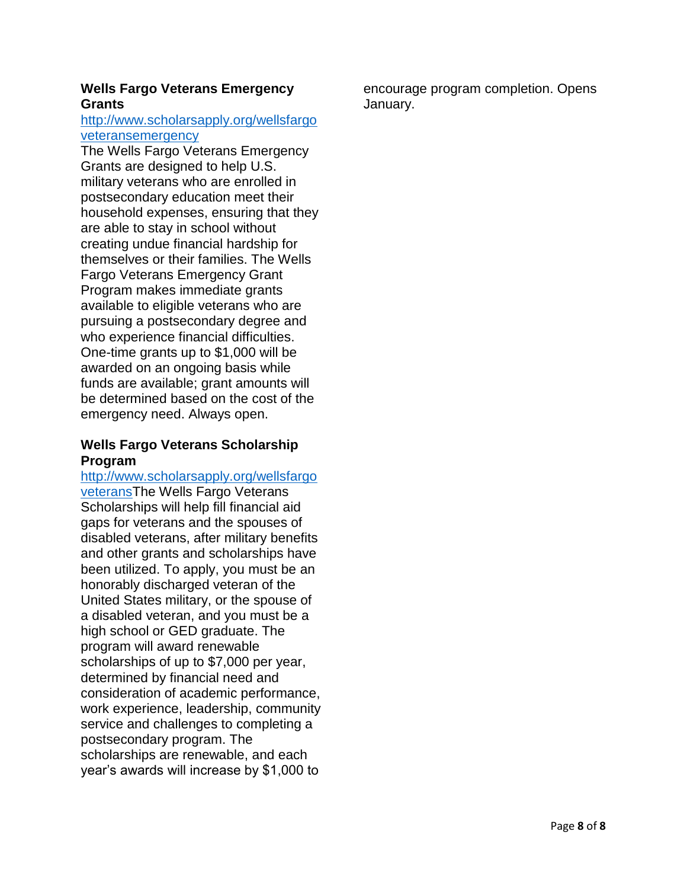**Wells Fargo Veterans Emergency Grants**

http://www.scholarsapply.org/wellsfargoveteransemergency

The Wells Fargo Veterans Emergency Grants are designed to help U.S. military veterans who are enrolled in postsecondary education meet their household expenses, ensuring that they are able to stay in school without creating undue financial hardship for themselves or their families. The Wells Fargo Veterans Emergency Grant Program makes immediate grants available to eligible veterans who are pursuing a postsecondary degree and who experience financial difficulties. One-time grants up to $1,000 will be awarded on an ongoing basis while funds are available; grant amounts will be determined based on the cost of the emergency need. Always open.

**Wells Fargo Veterans Scholarship Program**

http://www.scholarsapply.org/wellsfargoveteransThe Wells Fargo Veterans Scholarships will help fill financial aid gaps for veterans and the spouses of disabled veterans, after military benefits and other grants and scholarships have been utilized. To apply, you must be an honorably discharged veteran of the United States military, or the spouse of a disabled veteran, and you must be a high school or GED graduate. The program will award renewable scholarships of up to $7,000 per year, determined by financial need and consideration of academic performance, work experience, leadership, community service and challenges to completing a postsecondary program. The scholarships are renewable, and each year's awards will increase by $1,000 to encourage program completion. Opens January.